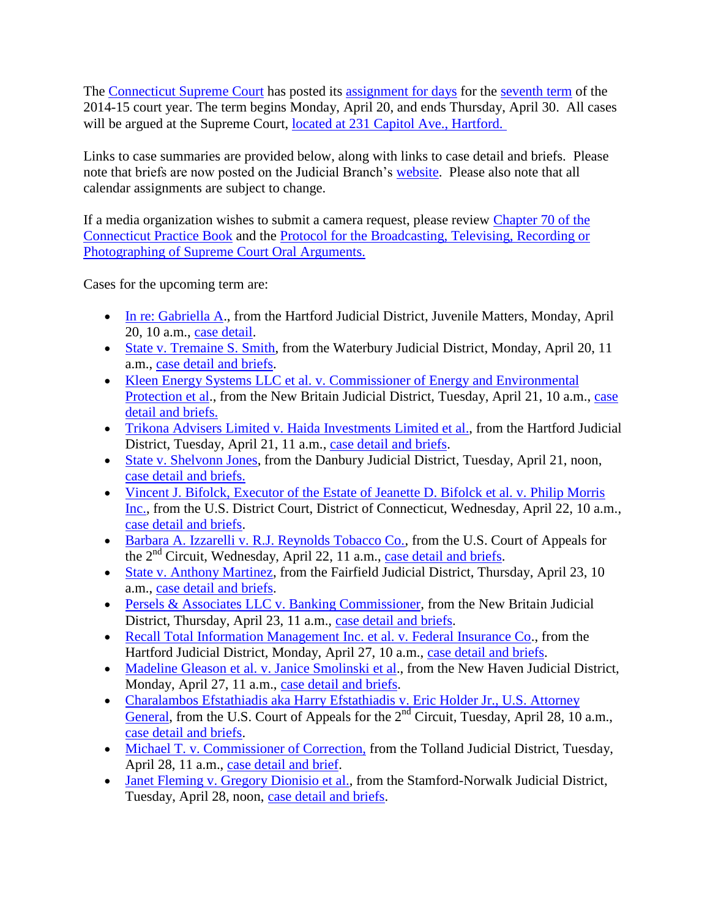The Connecticut Supreme Court has posted its assignment for days for the seventh term of the 2014-15 court year. The term begins Monday, April 20, and ends Thursday, April 30. All cases will be argued at the Supreme Court, located at 231 Capitol Ave., Hartford.

Links to case summaries are provided below, along with links to case detail and briefs. Please note that briefs are now posted on the Judicial Branch's website. Please also note that all calendar assignments are subject to change.

If a media organization wishes to submit a camera request, please review Chapter 70 of the Connecticut Practice Book and the Protocol for the Broadcasting, Televising, Recording or Photographing of Supreme Court Oral Arguments.

Cases for the upcoming term are:

- In re: Gabriella A., from the Hartford Judicial District, Juvenile Matters, Monday, April 20, 10 a.m., case detail.
- State v. Tremaine S. Smith, from the Waterbury Judicial District, Monday, April 20, 11 a.m., case detail and briefs.
- Kleen Energy Systems LLC et al. v. Commissioner of Energy and Environmental Protection et al., from the New Britain Judicial District, Tuesday, April 21, 10 a.m., case detail and briefs.
- Trikona Advisers Limited v. Haida Investments Limited et al., from the Hartford Judicial District, Tuesday, April 21, 11 a.m., case detail and briefs.
- State v. Shelvonn Jones, from the Danbury Judicial District, Tuesday, April 21, noon, case detail and briefs.
- Vincent J. Bifolck, Executor of the Estate of Jeanette D. Bifolck et al. v. Philip Morris Inc., from the U.S. District Court, District of Connecticut, Wednesday, April 22, 10 a.m., case detail and briefs.
- Barbara A. Izzarelli v. R.J. Reynolds Tobacco Co., from the U.S. Court of Appeals for the 2nd Circuit, Wednesday, April 22, 11 a.m., case detail and briefs.
- State v. Anthony Martinez, from the Fairfield Judicial District, Thursday, April 23, 10 a.m., case detail and briefs.
- Persels & Associates LLC v. Banking Commissioner, from the New Britain Judicial District, Thursday, April 23, 11 a.m., case detail and briefs.
- Recall Total Information Management Inc. et al. v. Federal Insurance Co., from the Hartford Judicial District, Monday, April 27, 10 a.m., case detail and briefs.
- Madeline Gleason et al. v. Janice Smolinski et al., from the New Haven Judicial District, Monday, April 27, 11 a.m., case detail and briefs.
- Charalambos Efstathiadis aka Harry Efstathiadis v. Eric Holder Jr., U.S. Attorney General, from the U.S. Court of Appeals for the 2nd Circuit, Tuesday, April 28, 10 a.m., case detail and briefs.
- Michael T. v. Commissioner of Correction, from the Tolland Judicial District, Tuesday, April 28, 11 a.m., case detail and brief.
- Janet Fleming v. Gregory Dionisio et al., from the Stamford-Norwalk Judicial District, Tuesday, April 28, noon, case detail and briefs.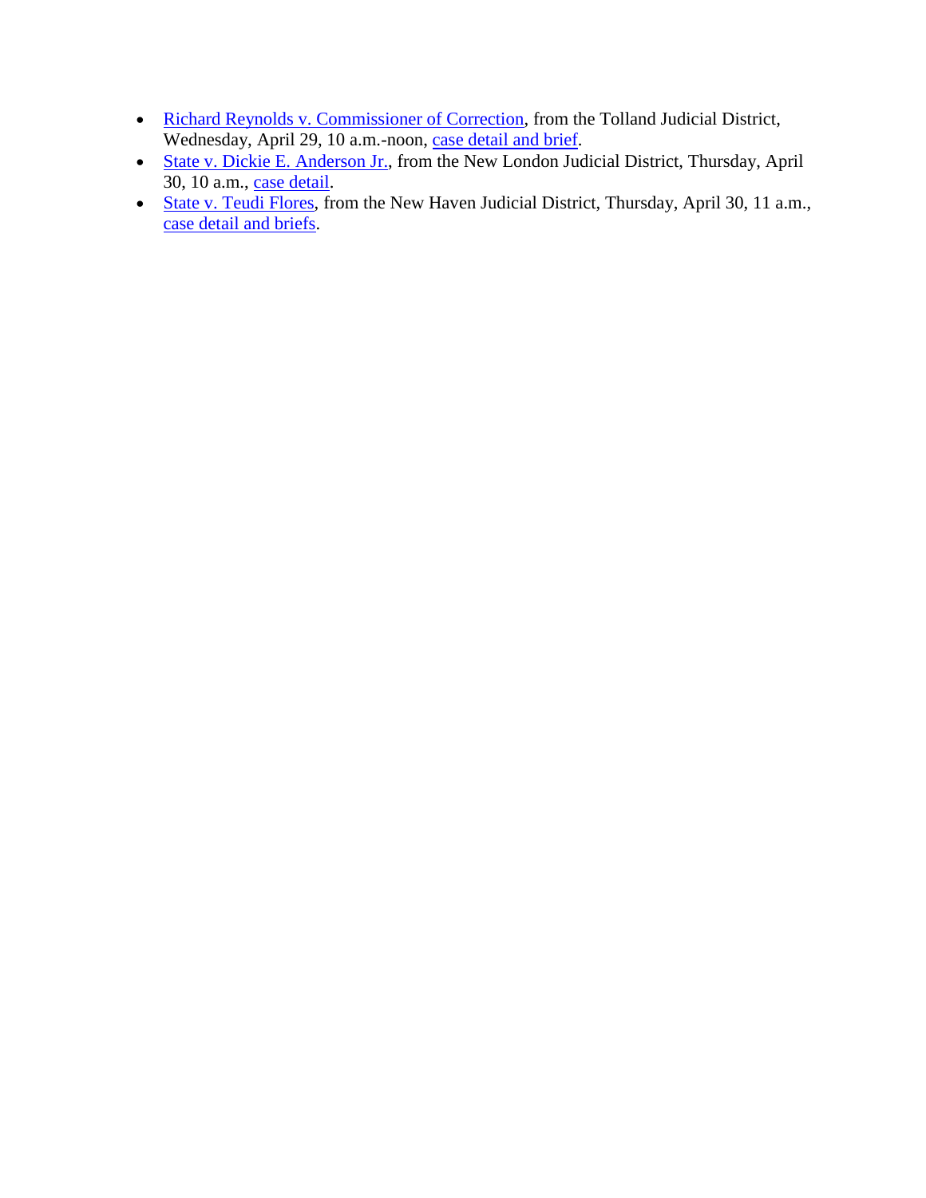- Richard Reynolds v. Commissioner of Correction, from the Tolland Judicial District, Wednesday, April 29, 10 a.m.-noon, case detail and brief.
- State v. Dickie E. Anderson Jr., from the New London Judicial District, Thursday, April 30, 10 a.m., case detail.
- State v. Teudi Flores, from the New Haven Judicial District, Thursday, April 30, 11 a.m., case detail and briefs.